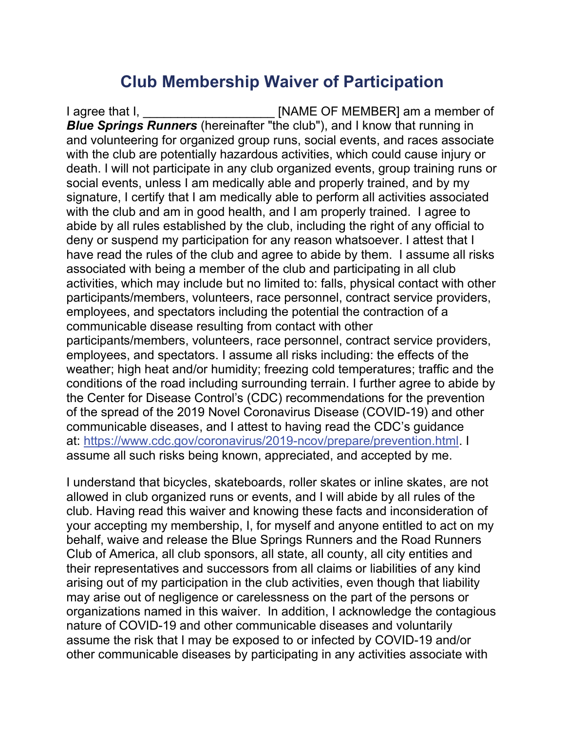# Club Membership Waiver of Participation

I agree that I, __________________ [NAME OF MEMBER] am a member of ***Blue Springs Runners*** (hereinafter "the club"), and I know that running in and volunteering for organized group runs, social events, and races associate with the club are potentially hazardous activities, which could cause injury or death. I will not participate in any club organized events, group training runs or social events, unless I am medically able and properly trained, and by my signature, I certify that I am medically able to perform all activities associated with the club and am in good health, and I am properly trained. I agree to abide by all rules established by the club, including the right of any official to deny or suspend my participation for any reason whatsoever. I attest that I have read the rules of the club and agree to abide by them. I assume all risks associated with being a member of the club and participating in all club activities, which may include but no limited to: falls, physical contact with other participants/members, volunteers, race personnel, contract service providers, employees, and spectators including the potential the contraction of a communicable disease resulting from contact with other participants/members, volunteers, race personnel, contract service providers, employees, and spectators. I assume all risks including: the effects of the weather; high heat and/or humidity; freezing cold temperatures; traffic and the conditions of the road including surrounding terrain. I further agree to abide by the Center for Disease Control's (CDC) recommendations for the prevention of the spread of the 2019 Novel Coronavirus Disease (COVID-19) and other communicable diseases, and I attest to having read the CDC's guidance at: [https://www.cdc.gov/coronavirus/2019-ncov/prepare/prevention.html](https://www.cdc.gov/coronavirus/2019-ncov/prepare/prevention.html). I assume all such risks being known, appreciated, and accepted by me.

I understand that bicycles, skateboards, roller skates or inline skates, are not allowed in club organized runs or events, and I will abide by all rules of the club. Having read this waiver and knowing these facts and inconsideration of your accepting my membership, I, for myself and anyone entitled to act on my behalf, waive and release the Blue Springs Runners and the Road Runners Club of America, all club sponsors, all state, all county, all city entities and their representatives and successors from all claims or liabilities of any kind arising out of my participation in the club activities, even though that liability may arise out of negligence or carelessness on the part of the persons or organizations named in this waiver. In addition, I acknowledge the contagious nature of COVID-19 and other communicable diseases and voluntarily assume the risk that I may be exposed to or infected by COVID-19 and/or other communicable diseases by participating in any activities associate with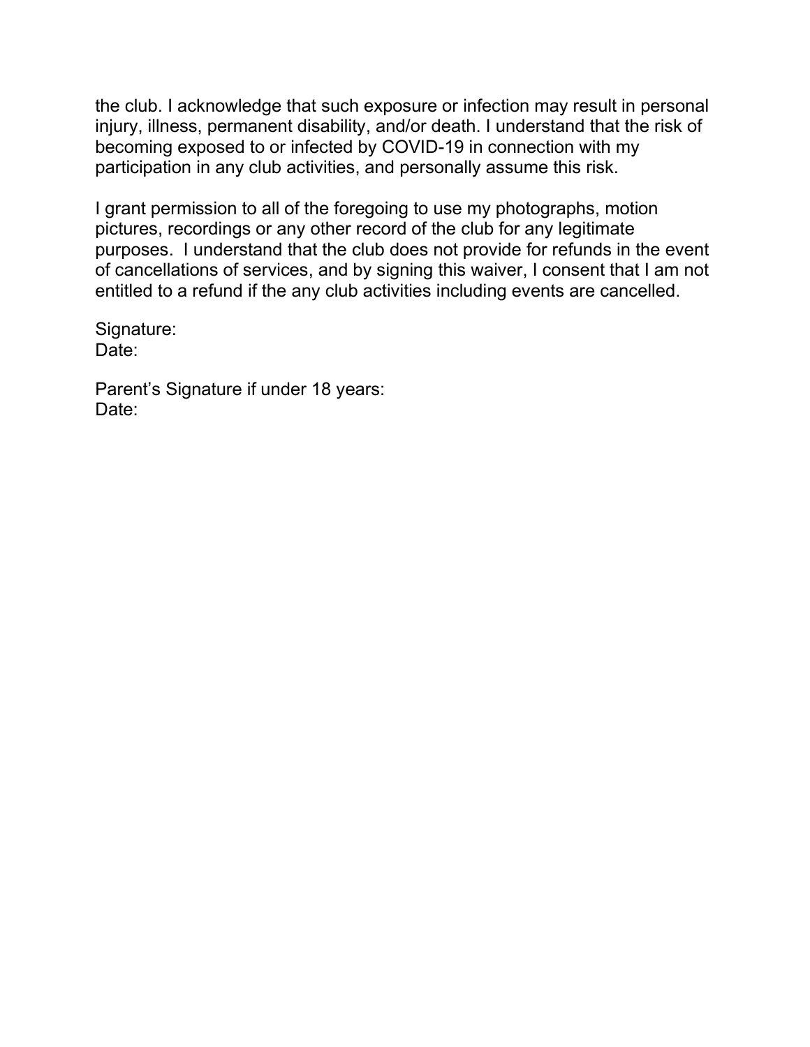the club. I acknowledge that such exposure or infection may result in personal injury, illness, permanent disability, and/or death. I understand that the risk of becoming exposed to or infected by COVID-19 in connection with my participation in any club activities, and personally assume this risk.

I grant permission to all of the foregoing to use my photographs, motion pictures, recordings or any other record of the club for any legitimate purposes. I understand that the club does not provide for refunds in the event of cancellations of services, and by signing this waiver, I consent that I am not entitled to a refund if the any club activities including events are cancelled.

Signature:
Date:

Parent's Signature if under 18 years:
Date: